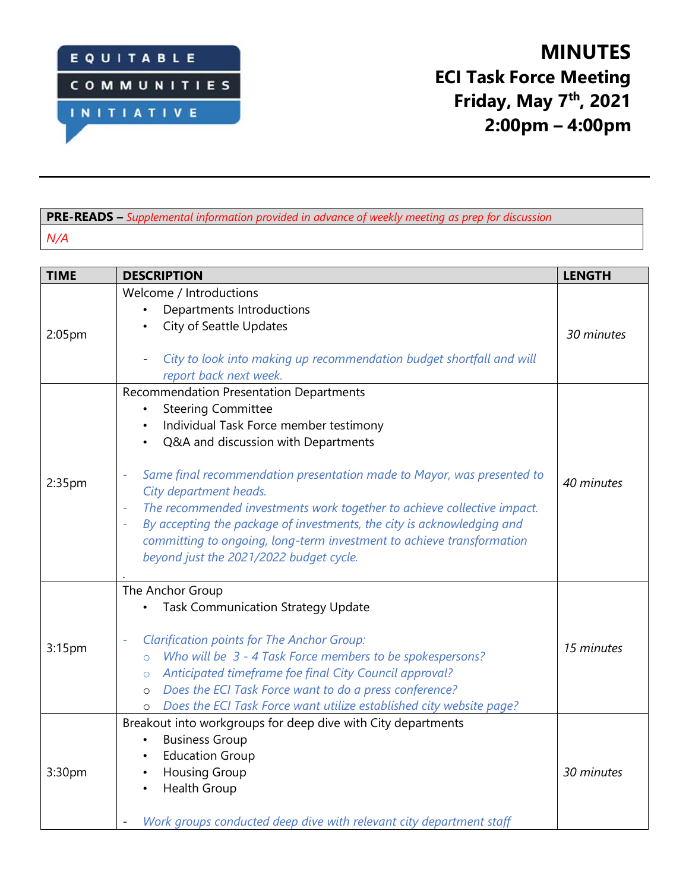EQUITABLE COMMUNITIES INITIATIVE

# MINUTES
## ECI Task Force Meeting
## Friday, May 7th, 2021
## 2:00pm – 4:00pm

---

| **PRE-READS** – *Supplemental information provided in advance of weekly meeting as prep for discussion* |
|---|
| *N/A* |

| TIME | DESCRIPTION | LENGTH |
|---|---|---|
| 2:05pm | Welcome / Introductions<br>• Departments Introductions<br>• City of Seattle Updates<br><br>- *City to look into making up recommendation budget shortfall and will report back next week.* | *30 minutes* |
| 2:35pm | Recommendation Presentation Departments<br>• Steering Committee<br>• Individual Task Force member testimony<br>• Q&A and discussion with Departments<br><br>- *Same final recommendation presentation made to Mayor, was presented to City department heads.*<br>- *The recommended investments work together to achieve collective impact.*<br>- *By accepting the package of investments, the city is acknowledging and committing to ongoing, long-term investment to achieve transformation beyond just the 2021/2022 budget cycle.*<br>. | *40 minutes* |
| 3:15pm | The Anchor Group<br>• Task Communication Strategy Update<br><br>- *Clarification points for The Anchor Group:*<br>  ○ *Who will be 3 - 4 Task Force members to be spokespersons?*<br>  ○ *Anticipated timeframe foe final City Council approval?*<br>  ○ *Does the ECI Task Force want to do a press conference?*<br>  ○ *Does the ECI Task Force want utilize established city website page?* | *15 minutes* |
| 3:30pm | Breakout into workgroups for deep dive with City departments<br>• Business Group<br>• Education Group<br>• Housing Group<br>• Health Group<br><br>- *Work groups conducted deep dive with relevant city department staff* | *30 minutes* |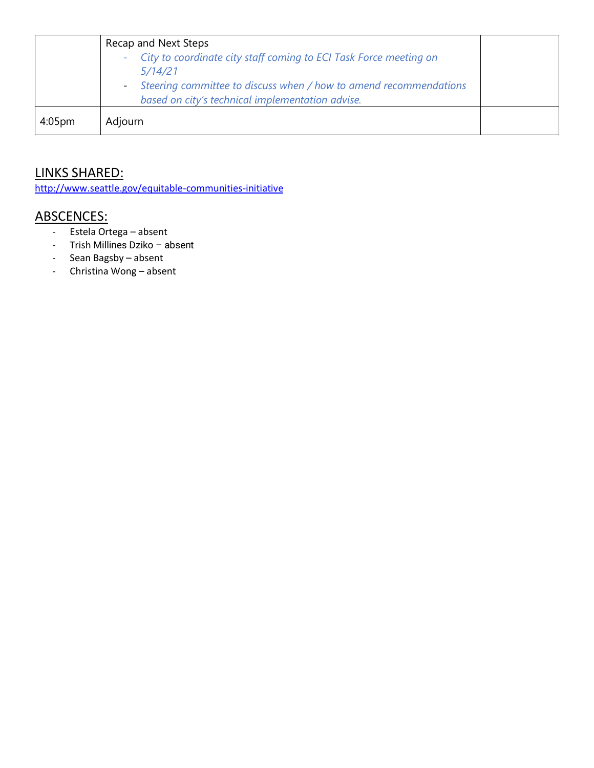| | | |
|---|---|---|
| | Recap and Next Steps<br>- *City to coordinate city staff coming to ECI Task Force meeting on 5/14/21*<br>- *Steering committee to discuss when / how to amend recommendations based on city's technical implementation advise.* | |
| 4:05pm | Adjourn | |

## LINKS SHARED:

http://www.seattle.gov/equitable-communities-initiative

## ABSCENCES:

- Estela Ortega – absent
- Trish Millines Dziko – absent
- Sean Bagsby – absent
- Christina Wong – absent